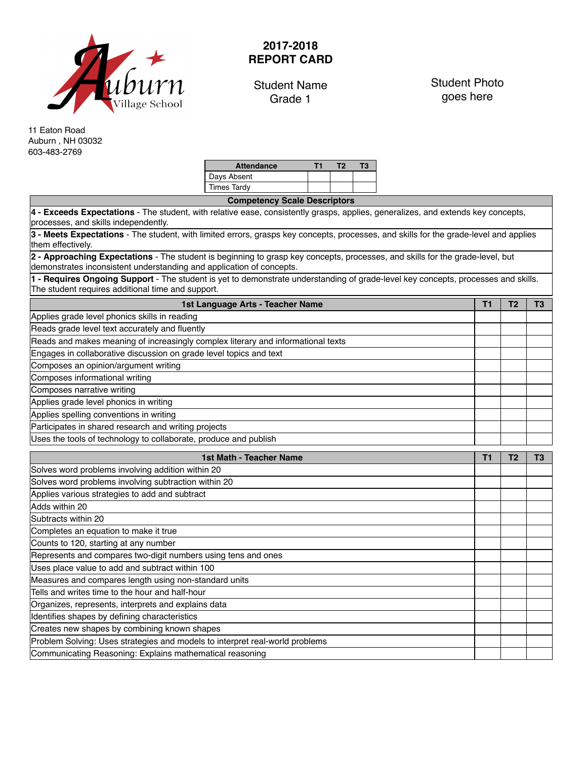Auburn Village School

11 Eaton Road
Auburn , NH 03032
603-483-2769

# 2017-2018 REPORT CARD

Student Name
Grade 1

Student Photo goes here

| Attendance | T1 | T2 | T3 |
|---|---|---|---|
| Days Absent | | | |
| Times Tardy | | | |

| Competency Scale Descriptors |
|---|
| **4 - Exceeds Expectations** - The student, with relative ease, consistently grasps, applies, generalizes, and extends key concepts, processes, and skills independently. |
| **3 - Meets Expectations** - The student, with limited errors, grasps key concepts, processes, and skills for the grade-level and applies them effectively. |
| **2 - Approaching Expectations** - The student is beginning to grasp key concepts, processes, and skills for the grade-level, but demonstrates inconsistent understanding and application of concepts. |
| **1 - Requires Ongoing Support** - The student is yet to demonstrate understanding of grade-level key concepts, processes and skills. The student requires additional time and support. |

| 1st Language Arts - Teacher Name | T1 | T2 | T3 |
|---|---|---|---|
| Applies grade level phonics skills in reading | | | |
| Reads grade level text accurately and fluently | | | |
| Reads and makes meaning of increasingly complex literary and informational texts | | | |
| Engages in collaborative discussion on grade level topics and text | | | |
| Composes an opinion/argument writing | | | |
| Composes informational writing | | | |
| Composes narrative writing | | | |
| Applies grade level phonics in writing | | | |
| Applies spelling conventions in writing | | | |
| Participates in shared research and writing projects | | | |
| Uses the tools of technology to collaborate, produce and publish | | | |

| 1st Math - Teacher Name | T1 | T2 | T3 |
|---|---|---|---|
| Solves word problems involving addition within 20 | | | |
| Solves word problems involving subtraction within 20 | | | |
| Applies various strategies to add and subtract | | | |
| Adds within 20 | | | |
| Subtracts within 20 | | | |
| Completes an equation to make it true | | | |
| Counts to 120, starting at any number | | | |
| Represents and compares two-digit numbers using tens and ones | | | |
| Uses place value to add and subtract within 100 | | | |
| Measures and compares length using non-standard units | | | |
| Tells and writes time to the hour and half-hour | | | |
| Organizes, represents, interprets and explains data | | | |
| Identifies shapes by defining characteristics | | | |
| Creates new shapes by combining known shapes | | | |
| Problem Solving: Uses strategies and models to interpret real-world problems | | | |
| Communicating Reasoning: Explains mathematical reasoning | | | |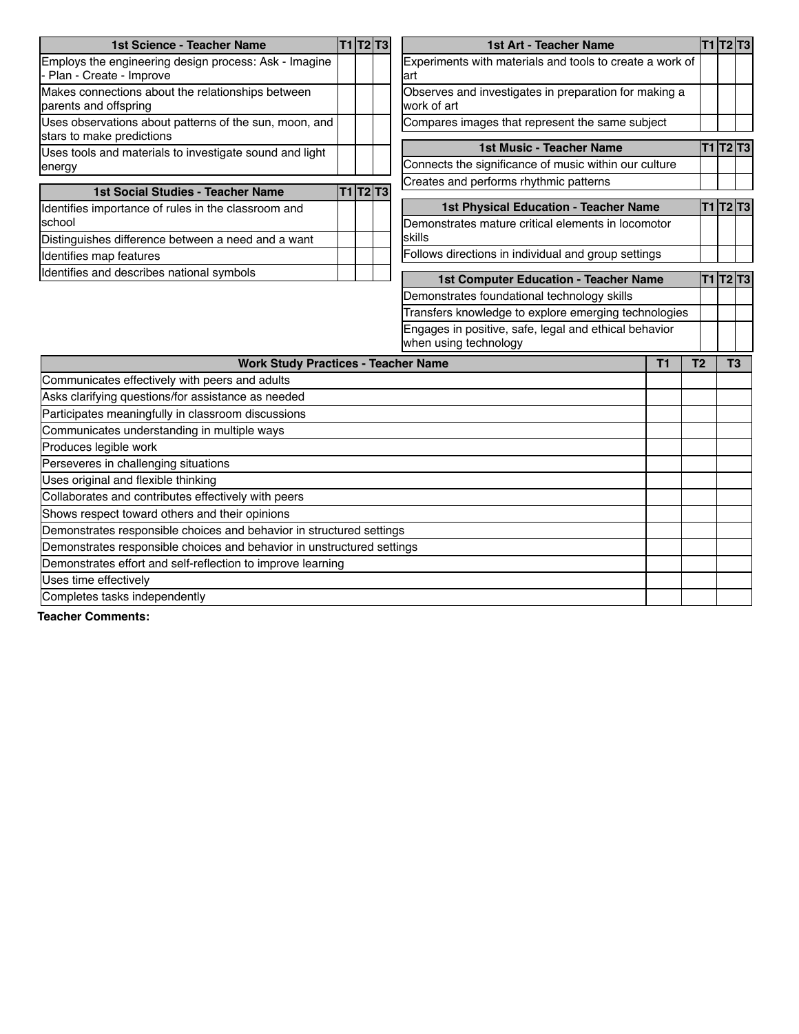| 1st Science - Teacher Name | T1 | T2 | T3 |
| --- | --- | --- | --- |
| Employs the engineering design process: Ask - Imagine - Plan - Create - Improve | | | |
| Makes connections about the relationships between parents and offspring | | | |
| Uses observations about patterns of the sun, moon, and stars to make predictions | | | |
| Uses tools and materials to investigate sound and light energy | | | |

| 1st Social Studies - Teacher Name | T1 | T2 | T3 |
| --- | --- | --- | --- |
| Identifies importance of rules in the classroom and school | | | |
| Distinguishes difference between a need and a want | | | |
| Identifies map features | | | |
| Identifies and describes national symbols | | | |

| 1st Art - Teacher Name | T1 | T2 | T3 |
| --- | --- | --- | --- |
| Experiments with materials and tools to create a work of art | | | |
| Observes and investigates in preparation for making a work of art | | | |
| Compares images that represent the same subject | | | |

| 1st Music - Teacher Name | T1 | T2 | T3 |
| --- | --- | --- | --- |
| Connects the significance of music within our culture | | | |
| Creates and performs rhythmic patterns | | | |

| 1st Physical Education - Teacher Name | T1 | T2 | T3 |
| --- | --- | --- | --- |
| Demonstrates mature critical elements in locomotor skills | | | |
| Follows directions in individual and group settings | | | |

| 1st Computer Education - Teacher Name | T1 | T2 | T3 |
| --- | --- | --- | --- |
| Demonstrates foundational technology skills | | | |
| Transfers knowledge to explore emerging technologies | | | |
| Engages in positive, safe, legal and ethical behavior when using technology | | | |

| Work Study Practices - Teacher Name | T1 | T2 | T3 |
| --- | --- | --- | --- |
| Communicates effectively with peers and adults | | | |
| Asks clarifying questions/for assistance as needed | | | |
| Participates meaningfully in classroom discussions | | | |
| Communicates understanding in multiple ways | | | |
| Produces legible work | | | |
| Perseveres in challenging situations | | | |
| Uses original and flexible thinking | | | |
| Collaborates and contributes effectively with peers | | | |
| Shows respect toward others and their opinions | | | |
| Demonstrates responsible choices and behavior in structured settings | | | |
| Demonstrates responsible choices and behavior in unstructured settings | | | |
| Demonstrates effort and self-reflection to improve learning | | | |
| Uses time effectively | | | |
| Completes tasks independently | | | |

**Teacher Comments:**